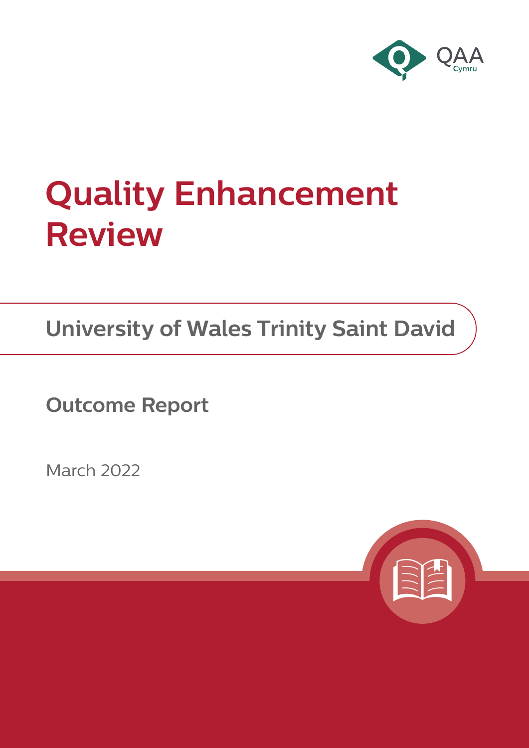QAA Cymru

# Quality Enhancement Review

## University of Wales Trinity Saint David

### Outcome Report

March 2022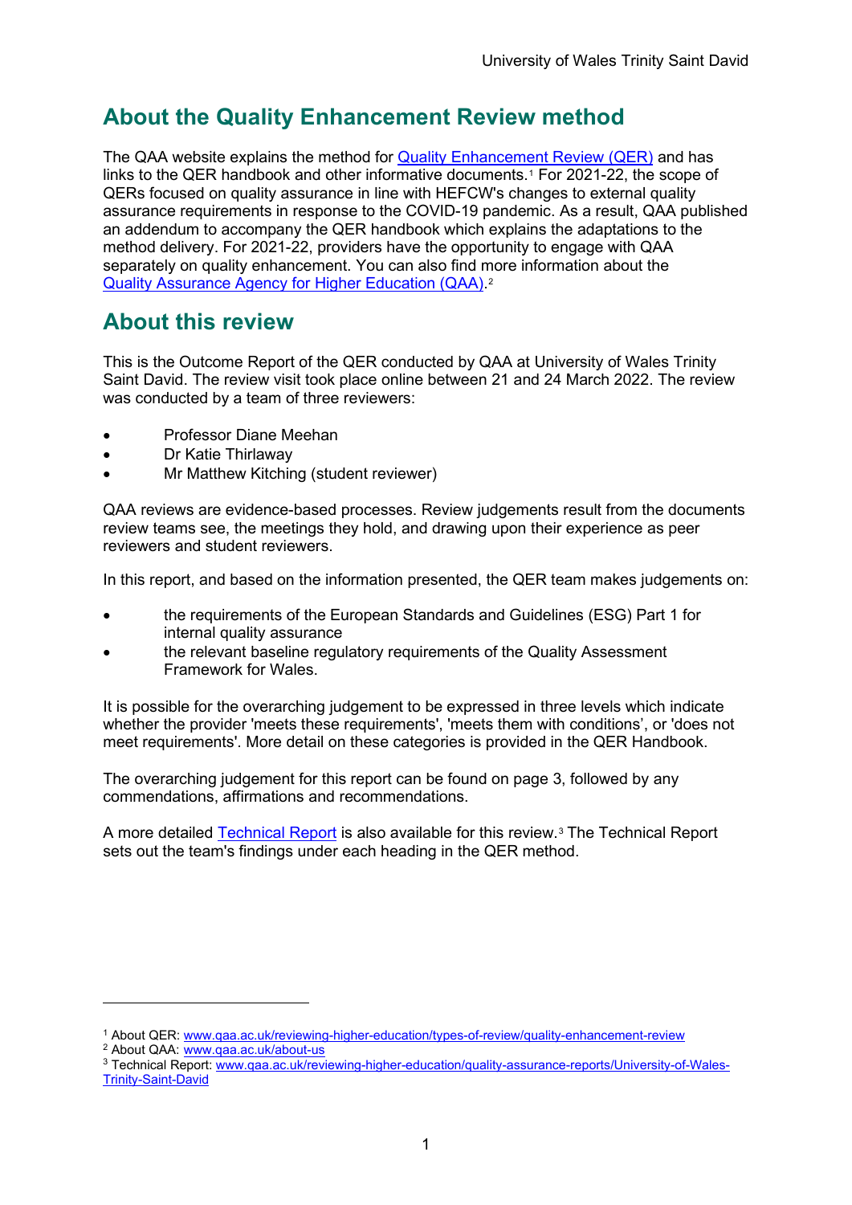## About the Quality Enhancement Review method

The QAA website explains the method for [Quality Enhancement Review (QER)](www.qaa.ac.uk/reviewing-higher-education/types-of-review/quality-enhancement-review) and has links to the QER handbook and other informative documents.[1] For 2021-22, the scope of QERs focused on quality assurance in line with HEFCW's changes to external quality assurance requirements in response to the COVID-19 pandemic. As a result, QAA published an addendum to accompany the QER handbook which explains the adaptations to the method delivery. For 2021-22, providers have the opportunity to engage with QAA separately on quality enhancement. You can also find more information about the [Quality Assurance Agency for Higher Education (QAA)](www.qaa.ac.uk/about-us).[2]

## About this review

This is the Outcome Report of the QER conducted by QAA at University of Wales Trinity Saint David. The review visit took place online between 21 and 24 March 2022. The review was conducted by a team of three reviewers:

- Professor Diane Meehan
- Dr Katie Thirlaway
- Mr Matthew Kitching (student reviewer)

QAA reviews are evidence-based processes. Review judgements result from the documents review teams see, the meetings they hold, and drawing upon their experience as peer reviewers and student reviewers.

In this report, and based on the information presented, the QER team makes judgements on:

- the requirements of the European Standards and Guidelines (ESG) Part 1 for internal quality assurance
- the relevant baseline regulatory requirements of the Quality Assessment Framework for Wales.

It is possible for the overarching judgement to be expressed in three levels which indicate whether the provider 'meets these requirements', 'meets them with conditions', or 'does not meet requirements'. More detail on these categories is provided in the QER Handbook.

The overarching judgement for this report can be found on page 3, followed by any commendations, affirmations and recommendations.

A more detailed [Technical Report](www.qaa.ac.uk/reviewing-higher-education/quality-assurance-reports/University-of-Wales-Trinity-Saint-David) is also available for this review.[3] The Technical Report sets out the team's findings under each heading in the QER method.

---

[1] About QER: www.qaa.ac.uk/reviewing-higher-education/types-of-review/quality-enhancement-review
[2] About QAA: www.qaa.ac.uk/about-us
[3] Technical Report: www.qaa.ac.uk/reviewing-higher-education/quality-assurance-reports/University-of-Wales-Trinity-Saint-David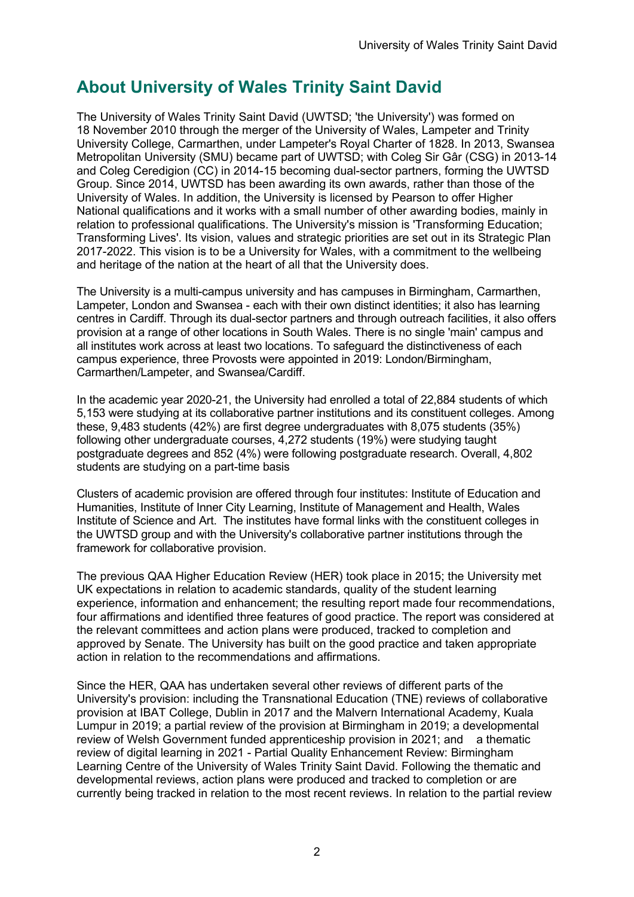## About University of Wales Trinity Saint David

The University of Wales Trinity Saint David (UWTSD; 'the University') was formed on 18 November 2010 through the merger of the University of Wales, Lampeter and Trinity University College, Carmarthen, under Lampeter's Royal Charter of 1828. In 2013, Swansea Metropolitan University (SMU) became part of UWTSD; with Coleg Sir Gâr (CSG) in 2013-14 and Coleg Ceredigion (CC) in 2014-15 becoming dual-sector partners, forming the UWTSD Group. Since 2014, UWTSD has been awarding its own awards, rather than those of the University of Wales. In addition, the University is licensed by Pearson to offer Higher National qualifications and it works with a small number of other awarding bodies, mainly in relation to professional qualifications. The University's mission is 'Transforming Education; Transforming Lives'. Its vision, values and strategic priorities are set out in its Strategic Plan 2017-2022. This vision is to be a University for Wales, with a commitment to the wellbeing and heritage of the nation at the heart of all that the University does.

The University is a multi-campus university and has campuses in Birmingham, Carmarthen, Lampeter, London and Swansea - each with their own distinct identities; it also has learning centres in Cardiff. Through its dual-sector partners and through outreach facilities, it also offers provision at a range of other locations in South Wales. There is no single 'main' campus and all institutes work across at least two locations. To safeguard the distinctiveness of each campus experience, three Provosts were appointed in 2019: London/Birmingham, Carmarthen/Lampeter, and Swansea/Cardiff.

In the academic year 2020-21, the University had enrolled a total of 22,884 students of which 5,153 were studying at its collaborative partner institutions and its constituent colleges. Among these, 9,483 students (42%) are first degree undergraduates with 8,075 students (35%) following other undergraduate courses, 4,272 students (19%) were studying taught postgraduate degrees and 852 (4%) were following postgraduate research. Overall, 4,802 students are studying on a part-time basis

Clusters of academic provision are offered through four institutes: Institute of Education and Humanities, Institute of Inner City Learning, Institute of Management and Health, Wales Institute of Science and Art. The institutes have formal links with the constituent colleges in the UWTSD group and with the University's collaborative partner institutions through the framework for collaborative provision.

The previous QAA Higher Education Review (HER) took place in 2015; the University met UK expectations in relation to academic standards, quality of the student learning experience, information and enhancement; the resulting report made four recommendations, four affirmations and identified three features of good practice. The report was considered at the relevant committees and action plans were produced, tracked to completion and approved by Senate. The University has built on the good practice and taken appropriate action in relation to the recommendations and affirmations.

Since the HER, QAA has undertaken several other reviews of different parts of the University's provision: including the Transnational Education (TNE) reviews of collaborative provision at IBAT College, Dublin in 2017 and the Malvern International Academy, Kuala Lumpur in 2019; a partial review of the provision at Birmingham in 2019; a developmental review of Welsh Government funded apprenticeship provision in 2021; and a thematic review of digital learning in 2021 - Partial Quality Enhancement Review: Birmingham Learning Centre of the University of Wales Trinity Saint David. Following the thematic and developmental reviews, action plans were produced and tracked to completion or are currently being tracked in relation to the most recent reviews. In relation to the partial review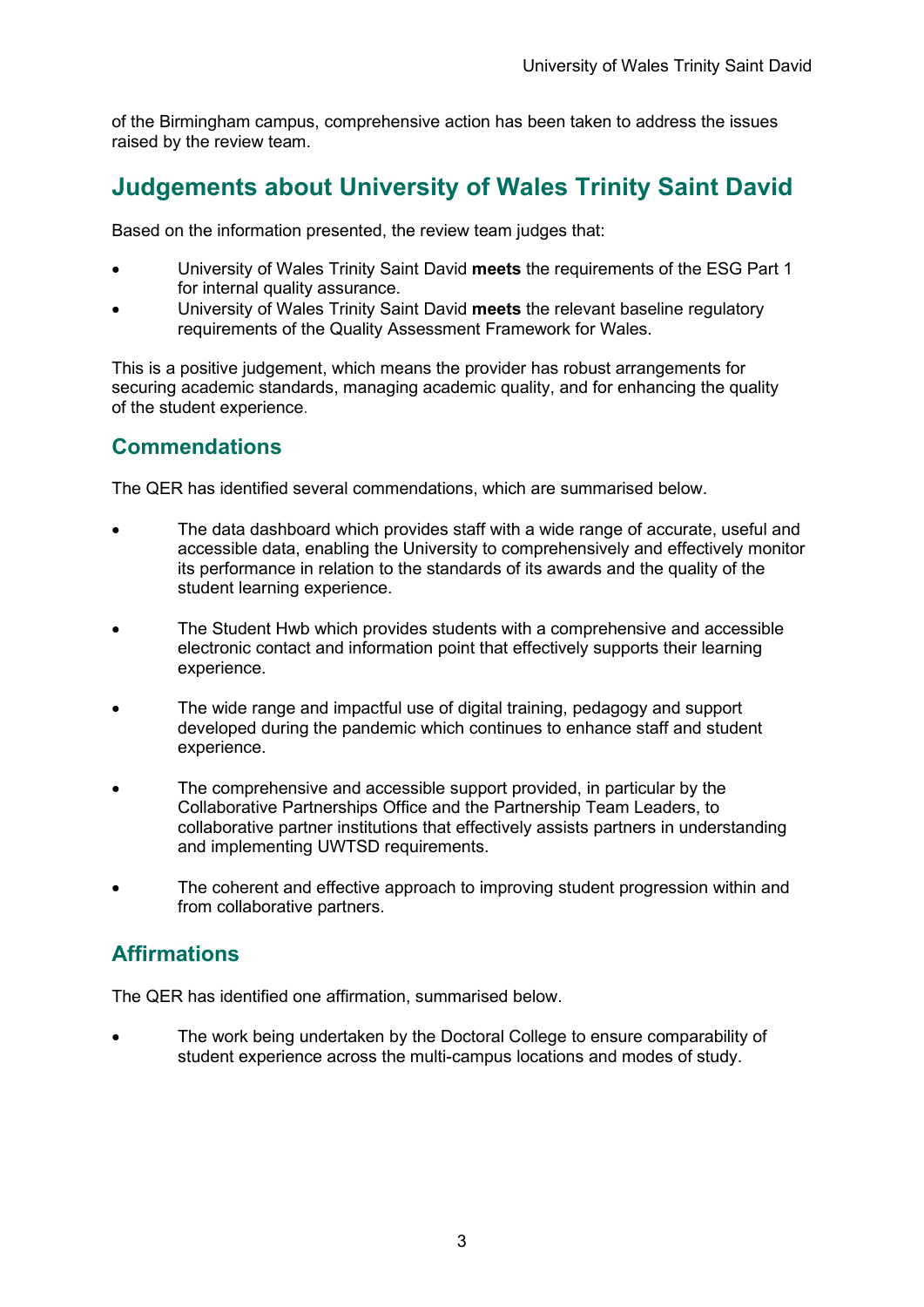of the Birmingham campus, comprehensive action has been taken to address the issues raised by the review team.

## Judgements about University of Wales Trinity Saint David

Based on the information presented, the review team judges that:

- University of Wales Trinity Saint David **meets** the requirements of the ESG Part 1 for internal quality assurance.
- University of Wales Trinity Saint David **meets** the relevant baseline regulatory requirements of the Quality Assessment Framework for Wales.

This is a positive judgement, which means the provider has robust arrangements for securing academic standards, managing academic quality, and for enhancing the quality of the student experience.

### Commendations

The QER has identified several commendations, which are summarised below.

- The data dashboard which provides staff with a wide range of accurate, useful and accessible data, enabling the University to comprehensively and effectively monitor its performance in relation to the standards of its awards and the quality of the student learning experience.

- The Student Hwb which provides students with a comprehensive and accessible electronic contact and information point that effectively supports their learning experience.

- The wide range and impactful use of digital training, pedagogy and support developed during the pandemic which continues to enhance staff and student experience.

- The comprehensive and accessible support provided, in particular by the Collaborative Partnerships Office and the Partnership Team Leaders, to collaborative partner institutions that effectively assists partners in understanding and implementing UWTSD requirements.

- The coherent and effective approach to improving student progression within and from collaborative partners.

### Affirmations

The QER has identified one affirmation, summarised below.

- The work being undertaken by the Doctoral College to ensure comparability of student experience across the multi-campus locations and modes of study.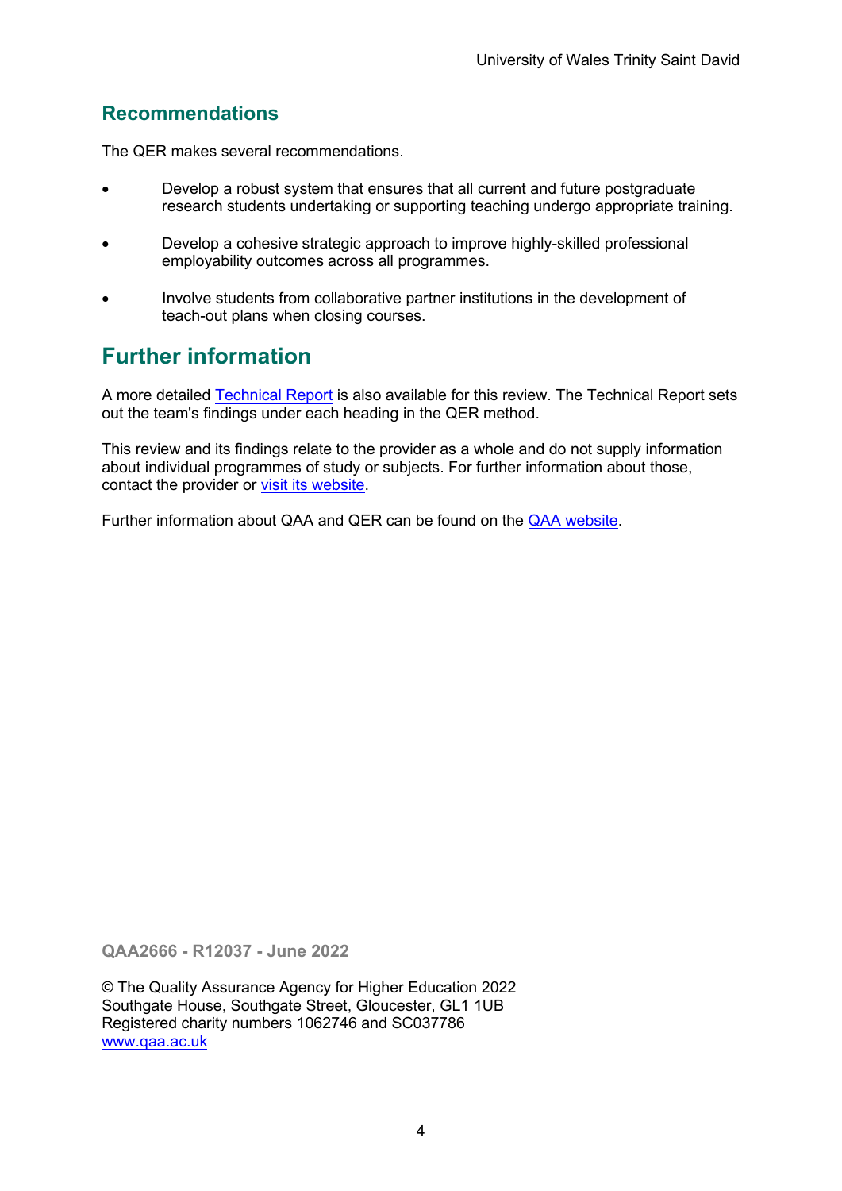## Recommendations

The QER makes several recommendations.

- Develop a robust system that ensures that all current and future postgraduate research students undertaking or supporting teaching undergo appropriate training.
- Develop a cohesive strategic approach to improve highly-skilled professional employability outcomes across all programmes.
- Involve students from collaborative partner institutions in the development of teach-out plans when closing courses.

# Further information

A more detailed Technical Report is also available for this review. The Technical Report sets out the team's findings under each heading in the QER method.

This review and its findings relate to the provider as a whole and do not supply information about individual programmes of study or subjects. For further information about those, contact the provider or visit its website.

Further information about QAA and QER can be found on the QAA website.

**QAA2666 - R12037 - June 2022**

© The Quality Assurance Agency for Higher Education 2022
Southgate House, Southgate Street, Gloucester, GL1 1UB
Registered charity numbers 1062746 and SC037786
www.qaa.ac.uk